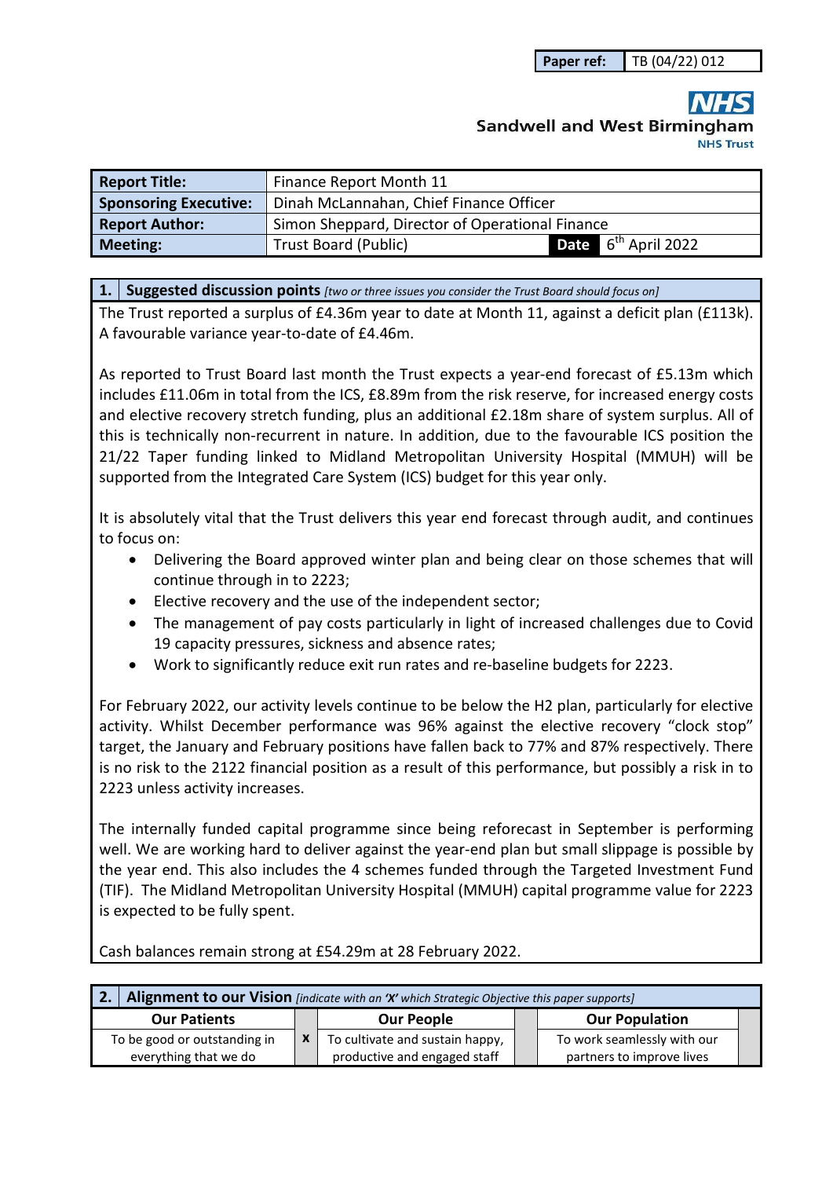| Paper ref: | TB (04/22) 012 |
|---|---|

**NHS**
**Sandwell and West Birmingham**
**NHS Trust**

| Report Title: | Finance Report Month 11 | | |
|---|---|---|---|
| **Sponsoring Executive:** | Dinah McLannahan, Chief Finance Officer | | |
| **Report Author:** | Simon Sheppard, Director of Operational Finance | | |
| **Meeting:** | Trust Board (Public) | **Date** | 6th April 2022 |

## 1. Suggested discussion points *[two or three issues you consider the Trust Board should focus on]*

The Trust reported a surplus of £4.36m year to date at Month 11, against a deficit plan (£113k). A favourable variance year-to-date of £4.46m.

As reported to Trust Board last month the Trust expects a year-end forecast of £5.13m which includes £11.06m in total from the ICS, £8.89m from the risk reserve, for increased energy costs and elective recovery stretch funding, plus an additional £2.18m share of system surplus. All of this is technically non-recurrent in nature. In addition, due to the favourable ICS position the 21/22 Taper funding linked to Midland Metropolitan University Hospital (MMUH) will be supported from the Integrated Care System (ICS) budget for this year only.

It is absolutely vital that the Trust delivers this year end forecast through audit, and continues to focus on:

- Delivering the Board approved winter plan and being clear on those schemes that will continue through in to 2223;
- Elective recovery and the use of the independent sector;
- The management of pay costs particularly in light of increased challenges due to Covid 19 capacity pressures, sickness and absence rates;
- Work to significantly reduce exit run rates and re-baseline budgets for 2223.

For February 2022, our activity levels continue to be below the H2 plan, particularly for elective activity. Whilst December performance was 96% against the elective recovery "clock stop" target, the January and February positions have fallen back to 77% and 87% respectively. There is no risk to the 2122 financial position as a result of this performance, but possibly a risk in to 2223 unless activity increases.

The internally funded capital programme since being reforecast in September is performing well. We are working hard to deliver against the year-end plan but small slippage is possible by the year end. This also includes the 4 schemes funded through the Targeted Investment Fund (TIF). The Midland Metropolitan University Hospital (MMUH) capital programme value for 2223 is expected to be fully spent.

Cash balances remain strong at £54.29m at 28 February 2022.

## 2. Alignment to our Vision *[indicate with an 'X' which Strategic Objective this paper supports]*

| Our Patients | | Our People | | Our Population | |
|---|---|---|---|---|---|
| To be good or outstanding in everything that we do | X | To cultivate and sustain happy, productive and engaged staff | | To work seamlessly with our partners to improve lives | |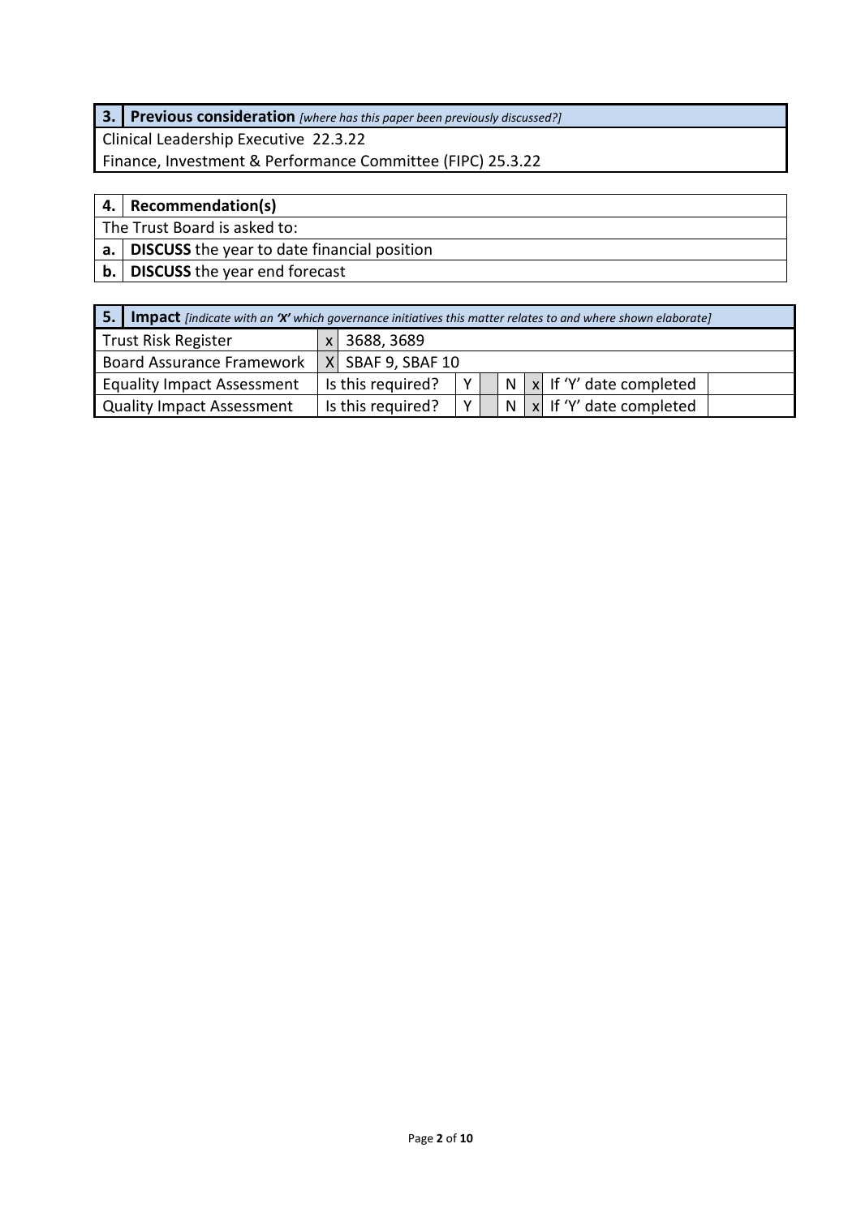| 3. | **Previous consideration** *[where has this paper been previously discussed?]* |
|---|---|
| Clinical Leadership Executive 22.3.22 | |
| Finance, Investment & Performance Committee (FIPC) 25.3.22 | |

| 4. | **Recommendation(s)** |
|---|---|
| The Trust Board is asked to: | |
| **a.** | **DISCUSS** the year to date financial position |
| **b.** | **DISCUSS** the year end forecast |

| 5. **Impact** *[indicate with an 'X' which governance initiatives this matter relates to and where shown elaborate]* | | | | | | | | |
|---|---|---|---|---|---|---|---|---|
| Trust Risk Register | x | 3688, 3689 | | | | | | |
| Board Assurance Framework | X | SBAF 9, SBAF 10 | | | | | | |
| Equality Impact Assessment | Is this required? | | Y | | N | x | If 'Y' date completed | |
| Quality Impact Assessment | Is this required? | | Y | | N | x | If 'Y' date completed | |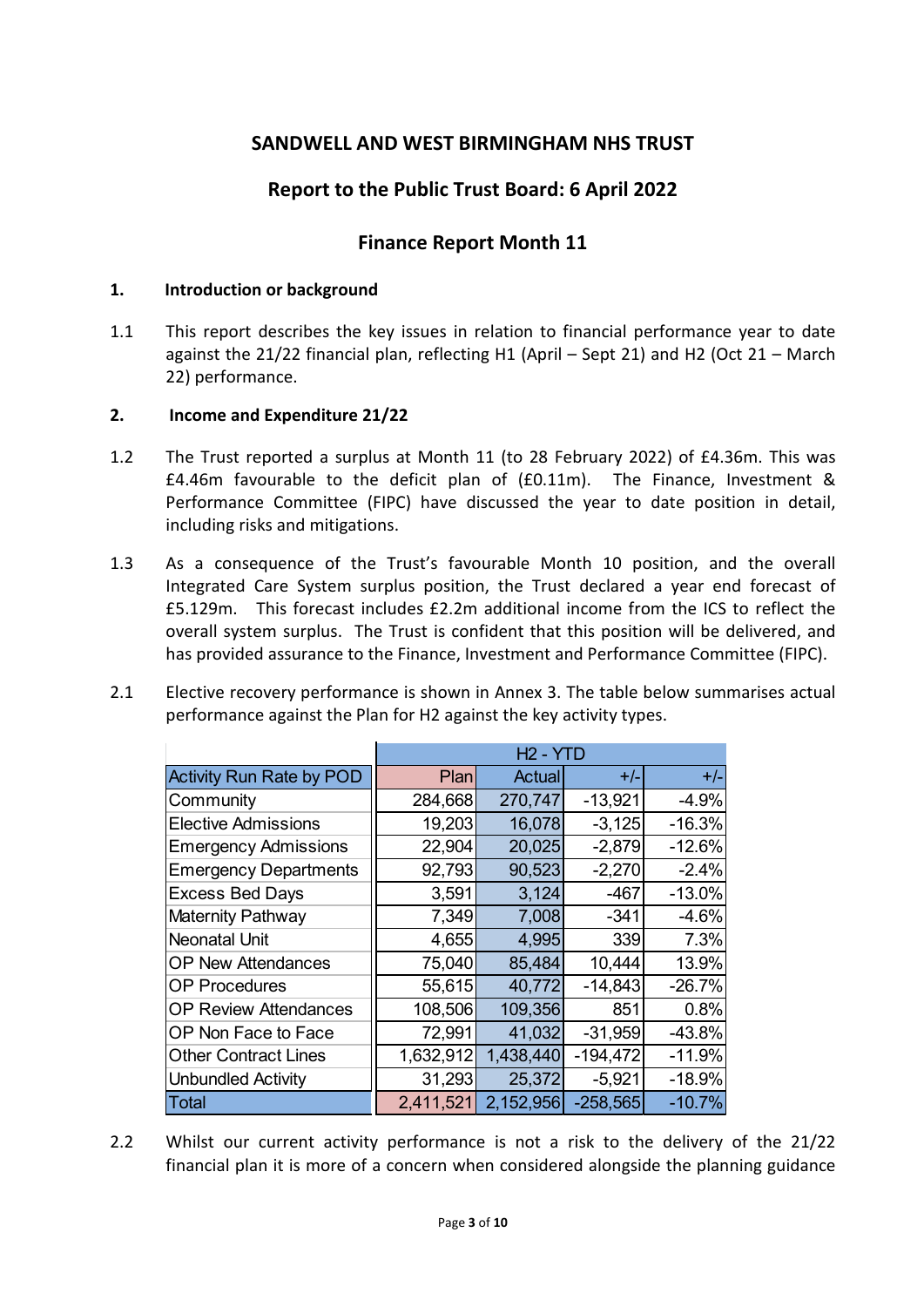# SANDWELL AND WEST BIRMINGHAM NHS TRUST

## Report to the Public Trust Board: 6 April 2022

## Finance Report Month 11

### 1. Introduction or background

1.1 This report describes the key issues in relation to financial performance year to date against the 21/22 financial plan, reflecting H1 (April – Sept 21) and H2 (Oct 21 – March 22) performance.

### 2. Income and Expenditure 21/22

1.2 The Trust reported a surplus at Month 11 (to 28 February 2022) of £4.36m. This was £4.46m favourable to the deficit plan of (£0.11m). The Finance, Investment & Performance Committee (FIPC) have discussed the year to date position in detail, including risks and mitigations.

1.3 As a consequence of the Trust's favourable Month 10 position, and the overall Integrated Care System surplus position, the Trust declared a year end forecast of £5.129m. This forecast includes £2.2m additional income from the ICS to reflect the overall system surplus. The Trust is confident that this position will be delivered, and has provided assurance to the Finance, Investment and Performance Committee (FIPC).

2.1 Elective recovery performance is shown in Annex 3. The table below summarises actual performance against the Plan for H2 against the key activity types.

| | H2 - YTD | | | |
|---|---|---|---|---|
| **Activity Run Rate by POD** | **Plan** | **Actual** | **+/-** | **+/-** |
| Community | 284,668 | 270,747 | -13,921 | -4.9% |
| Elective Admissions | 19,203 | 16,078 | -3,125 | -16.3% |
| Emergency Admissions | 22,904 | 20,025 | -2,879 | -12.6% |
| Emergency Departments | 92,793 | 90,523 | -2,270 | -2.4% |
| Excess Bed Days | 3,591 | 3,124 | -467 | -13.0% |
| Maternity Pathway | 7,349 | 7,008 | -341 | -4.6% |
| Neonatal Unit | 4,655 | 4,995 | 339 | 7.3% |
| OP New Attendances | 75,040 | 85,484 | 10,444 | 13.9% |
| OP Procedures | 55,615 | 40,772 | -14,843 | -26.7% |
| OP Review Attendances | 108,506 | 109,356 | 851 | 0.8% |
| OP Non Face to Face | 72,991 | 41,032 | -31,959 | -43.8% |
| Other Contract Lines | 1,632,912 | 1,438,440 | -194,472 | -11.9% |
| Unbundled Activity | 31,293 | 25,372 | -5,921 | -18.9% |
| **Total** | **2,411,521** | **2,152,956** | **-258,565** | **-10.7%** |

2.2 Whilst our current activity performance is not a risk to the delivery of the 21/22 financial plan it is more of a concern when considered alongside the planning guidance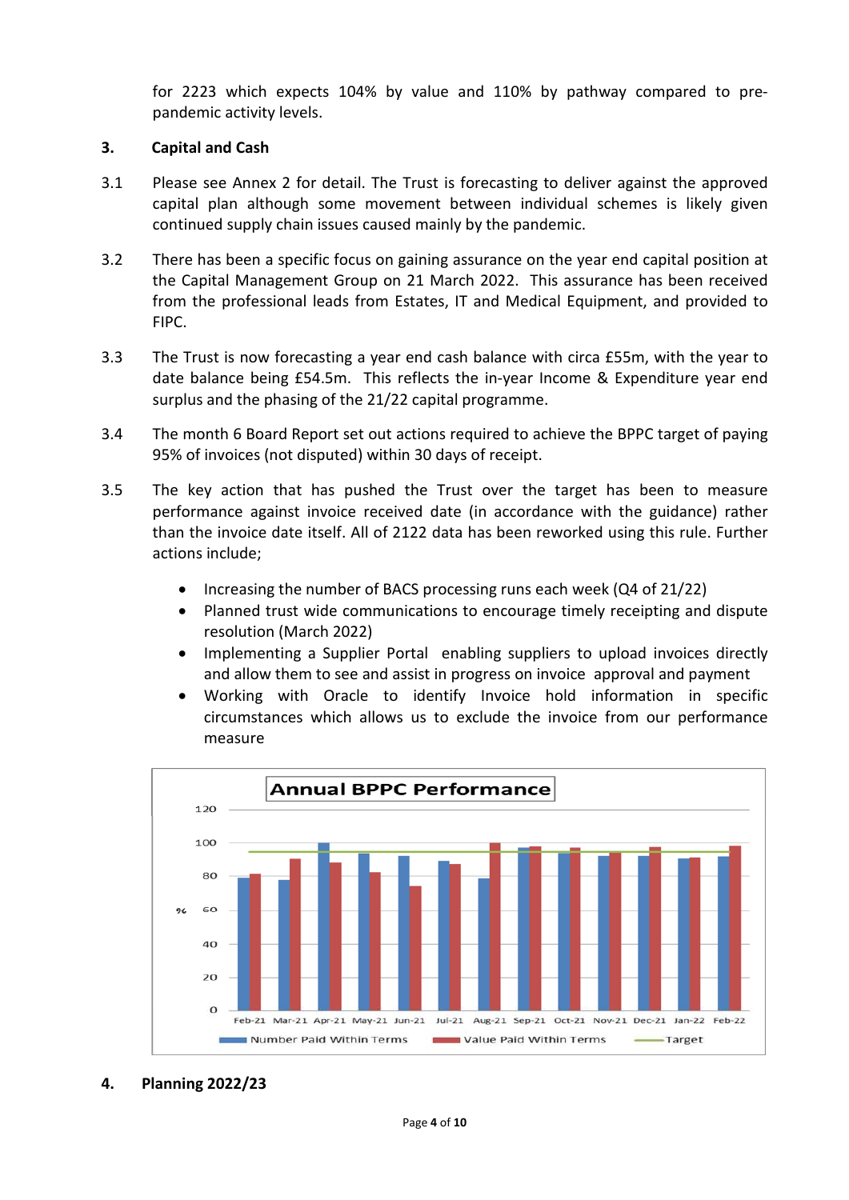for 2223 which expects 104% by value and 110% by pathway compared to pre-pandemic activity levels.

## 3. Capital and Cash

3.1 Please see Annex 2 for detail. The Trust is forecasting to deliver against the approved capital plan although some movement between individual schemes is likely given continued supply chain issues caused mainly by the pandemic.

3.2 There has been a specific focus on gaining assurance on the year end capital position at the Capital Management Group on 21 March 2022. This assurance has been received from the professional leads from Estates, IT and Medical Equipment, and provided to FIPC.

3.3 The Trust is now forecasting a year end cash balance with circa £55m, with the year to date balance being £54.5m. This reflects the in-year Income & Expenditure year end surplus and the phasing of the 21/22 capital programme.

3.4 The month 6 Board Report set out actions required to achieve the BPPC target of paying 95% of invoices (not disputed) within 30 days of receipt.

3.5 The key action that has pushed the Trust over the target has been to measure performance against invoice received date (in accordance with the guidance) rather than the invoice date itself. All of 2122 data has been reworked using this rule. Further actions include;

- Increasing the number of BACS processing runs each week (Q4 of 21/22)
- Planned trust wide communications to encourage timely receipting and dispute resolution (March 2022)
- Implementing a Supplier Portal enabling suppliers to upload invoices directly and allow them to see and assist in progress on invoice approval and payment
- Working with Oracle to identify Invoice hold information in specific circumstances which allows us to exclude the invoice from our performance measure

## 4. Planning 2022/23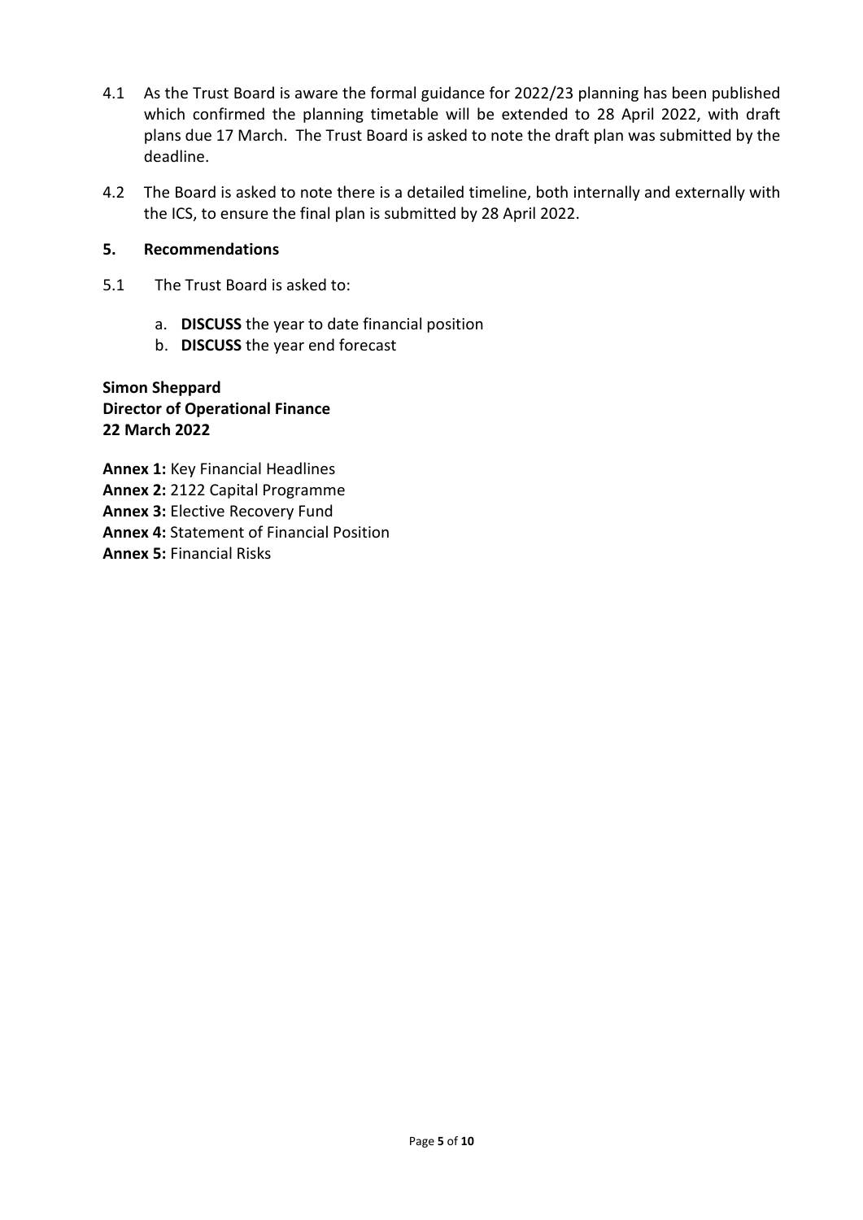4.1 As the Trust Board is aware the formal guidance for 2022/23 planning has been published which confirmed the planning timetable will be extended to 28 April 2022, with draft plans due 17 March. The Trust Board is asked to note the draft plan was submitted by the deadline.

4.2 The Board is asked to note there is a detailed timeline, both internally and externally with the ICS, to ensure the final plan is submitted by 28 April 2022.

## 5. Recommendations

5.1 The Trust Board is asked to:

a. **DISCUSS** the year to date financial position
b. **DISCUSS** the year end forecast

**Simon Sheppard**
**Director of Operational Finance**
**22 March 2022**

**Annex 1:** Key Financial Headlines
**Annex 2:** 2122 Capital Programme
**Annex 3:** Elective Recovery Fund
**Annex 4:** Statement of Financial Position
**Annex 5:** Financial Risks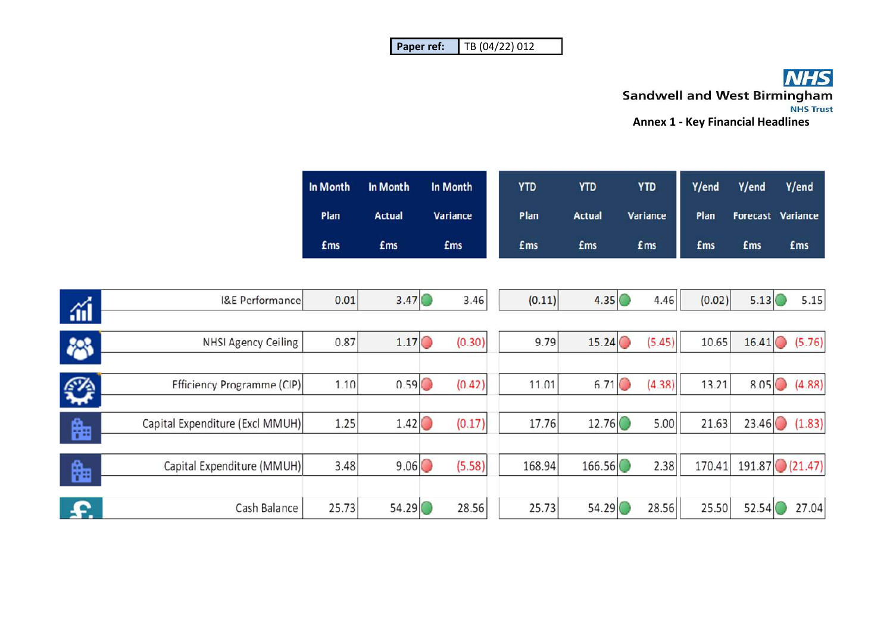| Paper ref: | TB (04/22) 012 |
|---|---|

**Sandwell and West Birmingham**
**NHS Trust**

**Annex 1 - Key Financial Headlines**

| | In Month Plan £ms | In Month Actual £ms | In Month Variance £ms | YTD Plan £ms | YTD Actual £ms | YTD Variance £ms | Y/end Plan £ms | Y/end Forecast £ms | Y/end Variance £ms |
|---|---|---|---|---|---|---|---|---|---|
| I&E Performance | 0.01 | 3.47 | 3.46 | (0.11) | 4.35 | 4.46 | (0.02) | 5.13 | 5.15 |
| NHSI Agency Ceiling | 0.87 | 1.17 | (0.30) | 9.79 | 15.24 | (5.45) | 10.65 | 16.41 | (5.76) |
| Efficiency Programme (CIP) | 1.10 | 0.59 | (0.42) | 11.01 | 6.71 | (4.38) | 13.21 | 8.05 | (4.88) |
| Capital Expenditure (Excl MMUH) | 1.25 | 1.42 | (0.17) | 17.76 | 12.76 | 5.00 | 21.63 | 23.46 | (1.83) |
| Capital Expenditure (MMUH) | 3.48 | 9.06 | (5.58) | 168.94 | 166.56 | 2.38 | 170.41 | 191.87 | (21.47) |
| Cash Balance | 25.73 | 54.29 | 28.56 | 25.73 | 54.29 | 28.56 | 25.50 | 52.54 | 27.04 |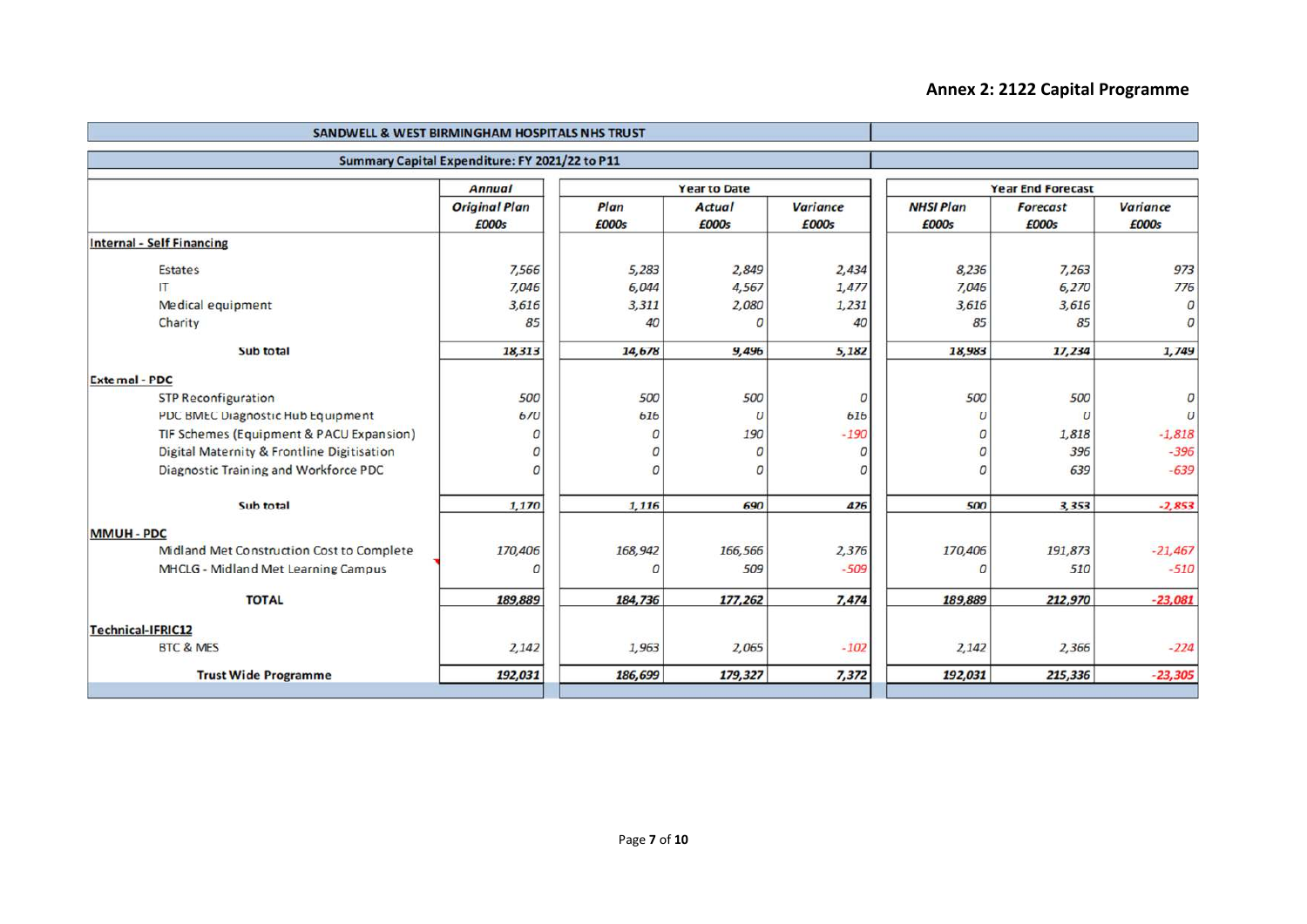## Annex 2: 2122 Capital Programme

| SANDWELL & WEST BIRMINGHAM HOSPITALS NHS TRUST | | | | | | | |
|---|---|---|---|---|---|---|---|
| **Summary Capital Expenditure: FY 2021/22 to P11** | | | | | | | |
| | ***Annual*** | ***Year to Date*** | | | ***Year End Forecast*** | | |
| | ***Original Plan £000s*** | ***Plan £000s*** | ***Actual £000s*** | ***Variance £000s*** | ***NHSI Plan £000s*** | ***Forecast £000s*** | ***Variance £000s*** |
| **Internal - Self Financing** | | | | | | | |
| Estates | 7,566 | 5,283 | 2,849 | 2,434 | 8,236 | 7,263 | 973 |
| IT | 7,046 | 6,044 | 4,567 | 1,477 | 7,046 | 6,270 | 776 |
| Medical equipment | 3,616 | 3,311 | 2,080 | 1,231 | 3,616 | 3,616 | 0 |
| Charity | 85 | 40 | 0 | 40 | 85 | 85 | 0 |
| **Sub total** | 18,313 | 14,678 | 9,496 | 5,182 | 18,983 | 17,234 | 1,749 |
| **External - PDC** | | | | | | | |
| STP Reconfiguration | 500 | 500 | 500 | 0 | 500 | 500 | 0 |
| PDC BMEC Diagnostic Hub Equipment | 670 | 616 | 0 | 616 | 0 | 0 | 0 |
| TIF Schemes (Equipment & PACU Expansion) | 0 | 0 | 190 | -190 | 0 | 1,818 | -1,818 |
| Digital Maternity & Frontline Digitisation | 0 | 0 | 0 | 0 | 0 | 396 | -396 |
| Diagnostic Training and Workforce PDC | 0 | 0 | 0 | 0 | 0 | 639 | -639 |
| **Sub total** | 1,170 | 1,116 | 690 | 426 | 500 | 3,353 | -2,853 |
| **MMUH - PDC** | | | | | | | |
| Midland Met Construction Cost to Complete | 170,406 | 168,942 | 166,566 | 2,376 | 170,406 | 191,873 | -21,467 |
| MHCLG - Midland Met Learning Campus | 0 | 0 | 509 | -509 | 0 | 510 | -510 |
| **TOTAL** | 189,889 | 184,736 | 177,262 | 7,474 | 189,889 | 212,970 | -23,081 |
| **Technical-IFRIC12** | | | | | | | |
| BTC & MES | 2,142 | 1,963 | 2,065 | -102 | 2,142 | 2,366 | -224 |
| **Trust Wide Programme** | 192,031 | 186,699 | 179,327 | 7,372 | 192,031 | 215,336 | -23,305 |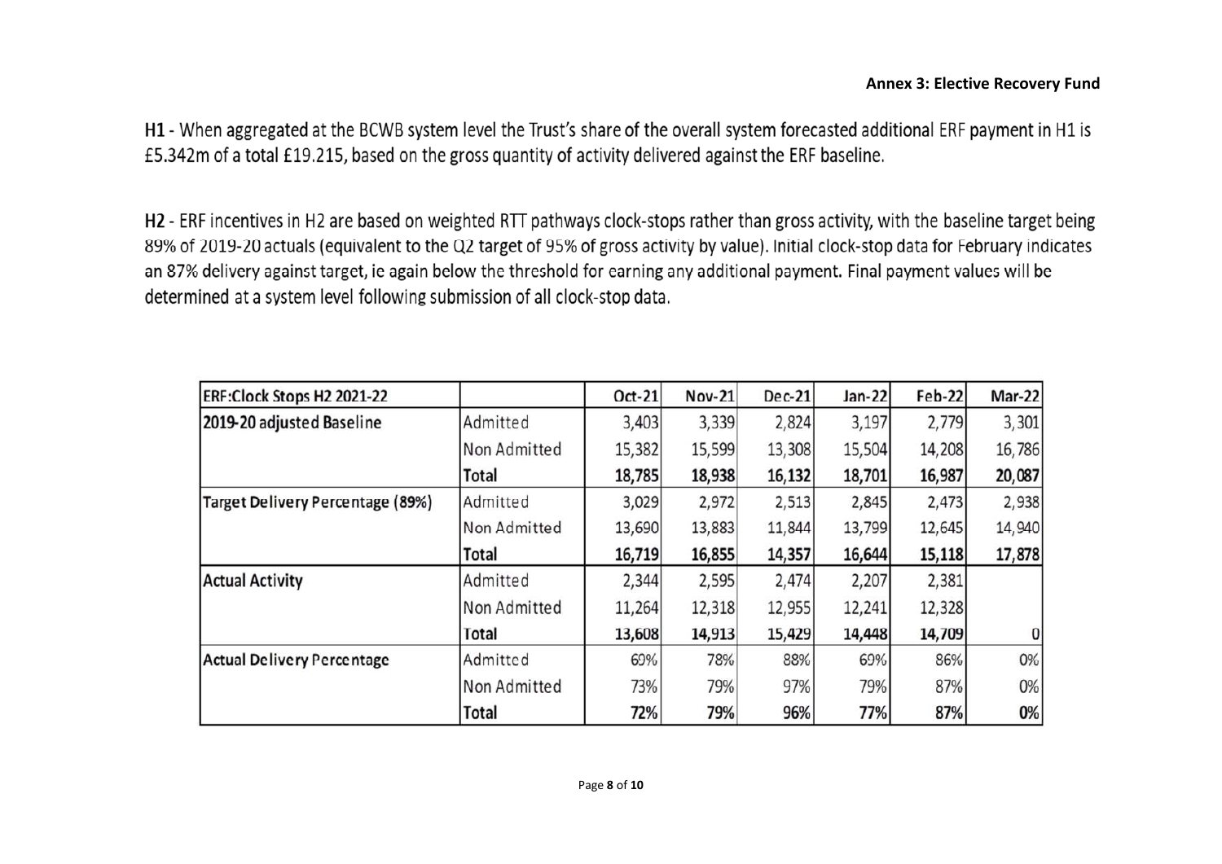**Annex 3: Elective Recovery Fund**

**H1** - When aggregated at the BCWB system level the Trust's share of the overall system forecasted additional ERF payment in H1 is £5.342m of a total £19.215, based on the gross quantity of activity delivered against the ERF baseline.

**H2** - ERF incentives in H2 are based on weighted RTT pathways clock-stops rather than gross activity, with the baseline target being 89% of 2019-20 actuals (equivalent to the Q2 target of 95% of gross activity by value). Initial clock-stop data for February indicates an 87% delivery against target, ie again below the threshold for earning any additional payment. Final payment values will be determined at a system level following submission of all clock-stop data.

| ERF:Clock Stops H2 2021-22 | | Oct-21 | Nov-21 | Dec-21 | Jan-22 | Feb-22 | Mar-22 |
|---|---|---|---|---|---|---|---|
| 2019-20 adjusted Baseline | Admitted | 3,403 | 3,339 | 2,824 | 3,197 | 2,779 | 3,301 |
| | Non Admitted | 15,382 | 15,599 | 13,308 | 15,504 | 14,208 | 16,786 |
| | **Total** | **18,785** | **18,938** | **16,132** | **18,701** | **16,987** | **20,087** |
| Target Delivery Percentage (89%) | Admitted | 3,029 | 2,972 | 2,513 | 2,845 | 2,473 | 2,938 |
| | Non Admitted | 13,690 | 13,883 | 11,844 | 13,799 | 12,645 | 14,940 |
| | **Total** | **16,719** | **16,855** | **14,357** | **16,644** | **15,118** | **17,878** |
| Actual Activity | Admitted | 2,344 | 2,595 | 2,474 | 2,207 | 2,381 | |
| | Non Admitted | 11,264 | 12,318 | 12,955 | 12,241 | 12,328 | |
| | **Total** | **13,608** | **14,913** | **15,429** | **14,448** | **14,709** | **0** |
| Actual Delivery Percentage | Admitted | 69% | 78% | 88% | 69% | 86% | 0% |
| | Non Admitted | 73% | 79% | 97% | 79% | 87% | 0% |
| | **Total** | **72%** | **79%** | **96%** | **77%** | **87%** | **0%** |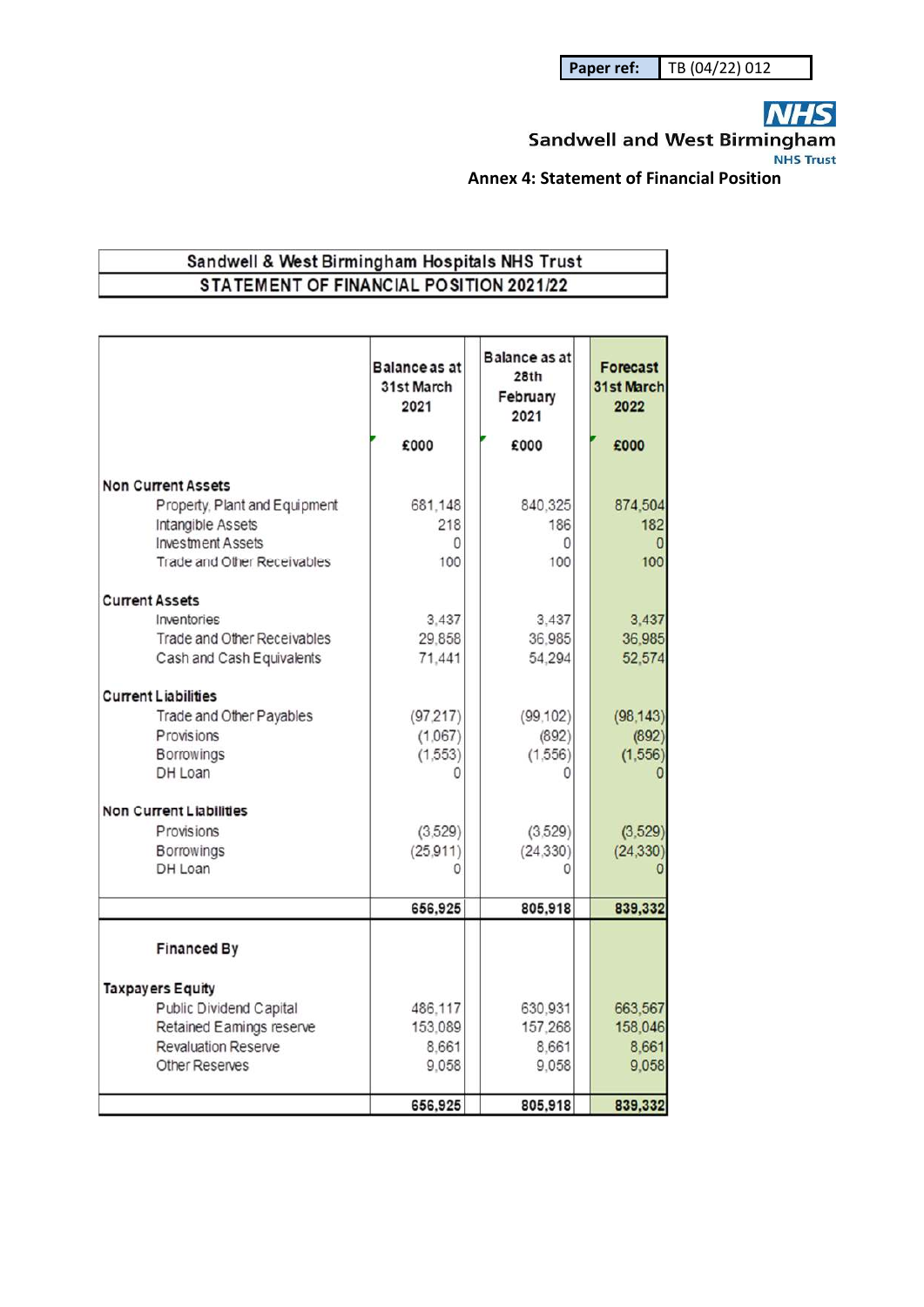| Paper ref: | TB (04/22) 012 |
|---|---|

Sandwell and West Birmingham NHS Trust

**Annex 4: Statement of Financial Position**

## Sandwell & West Birmingham Hospitals NHS Trust
## STATEMENT OF FINANCIAL POSITION 2021/22

| | Balance as at 31st March 2021 | Balance as at 28th February 2021 | Forecast 31st March 2022 |
|---|---|---|---|
| | £000 | £000 | £000 |
| **Non Current Assets** | | | |
| Property, Plant and Equipment | 681,148 | 840,325 | 874,504 |
| Intangible Assets | 218 | 186 | 182 |
| Investment Assets | 0 | 0 | 0 |
| Trade and Other Receivables | 100 | 100 | 100 |
| **Current Assets** | | | |
| Inventories | 3,437 | 3,437 | 3,437 |
| Trade and Other Receivables | 29,858 | 36,985 | 36,985 |
| Cash and Cash Equivalents | 71,441 | 54,294 | 52,574 |
| **Current Liabilities** | | | |
| Trade and Other Payables | (97,217) | (99,102) | (98,143) |
| Provisions | (1,067) | (892) | (892) |
| Borrowings | (1,553) | (1,556) | (1,556) |
| DH Loan | 0 | 0 | 0 |
| **Non Current Liabilities** | | | |
| Provisions | (3,529) | (3,529) | (3,529) |
| Borrowings | (25,911) | (24,330) | (24,330) |
| DH Loan | 0 | 0 | 0 |
| | **656,925** | **805,918** | **839,332** |
| **Financed By** | | | |
| **Taxpayers Equity** | | | |
| Public Dividend Capital | 486,117 | 630,931 | 663,567 |
| Retained Earnings reserve | 153,089 | 157,268 | 158,046 |
| Revaluation Reserve | 8,661 | 8,661 | 8,661 |
| Other Reserves | 9,058 | 9,058 | 9,058 |
| | **656,925** | **805,918** | **839,332** |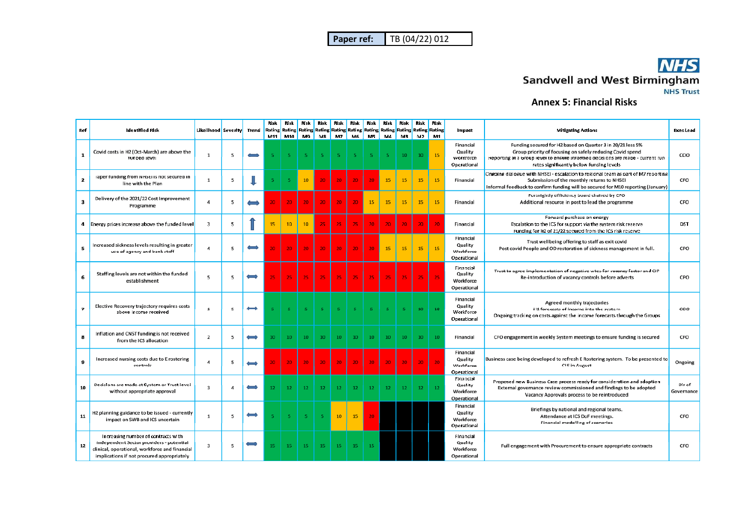**Paper ref:** TB (04/22) 012

# Sandwell and West Birmingham NHS Trust

## Annex 5: Financial Risks

| Ref | Identified Risk | Likelihood | Severity | Trend | Risk Rating M11 | Risk Rating M10 | Risk Rating M9 | Risk Rating M8 | Risk Rating M7 | Risk Rating M6 | Risk Rating M5 | Risk Rating M4 | Risk Rating M3 | Risk Rating M2 | Risk Rating M1 | Impact | Mitigating Actions | Exec Lead |
|---|---|---|---|---|---|---|---|---|---|---|---|---|---|---|---|---|---|---|
| 1 | Covid costs in H2 (Oct-March) are above the funded level | 1 | 5 | ⟺ | 5 | 5 | 5 | 5 | 5 | 5 | 5 | 5 | 10 | 10 | 15 | Financial Quality Workforce Operational | Funding secured for H2 based on Quarter 3 in 20/21 less 5%<br>Group priority of focusing on safely reducing Covid spend<br>Reporting at a Group level to ensure informed decisions are made - current run rates significantly below funding levels | COO |
| 2 | Taper funding from NHSEI is not secured in line with the Plan | 1 | 5 | ⇓ | 5 | 5 | 10 | 20 | 20 | 20 | 20 | 15 | 15 | 15 | 15 | Financial | Ongoing dialogue with NHSEI - escalation to regional team as part of M7 reporting<br>Submission of the monthly returns to NHSEI<br>Informal feedback to confirm funding will be secured for M10 reporting (January) | CFO |
| 3 | Delivery of the 2021/22 Cost Improvement Programme | 4 | 5 | ⟺ | 20 | 20 | 20 | 20 | 20 | 20 | 15 | 15 | 15 | 15 | 15 | Financial | Fortnightly efficiency board chaired by CFO<br>Additional resource in post to lead the programme | CFO |
| 4 | Energy prices increase above the funded level | 3 | 5 | ⇑ | 15 | 10 | 10 | 25 | 25 | 25 | 20 | 20 | 20 | 20 | 20 | Financial | Forward purchase on energy<br>Escalation to the ICS for support via the system risk reserve<br>Funding for H2 of 21/22 secured from the ICS risk reserve | DST |
| 5 | Increased sickness levels resulting in greater use of agency and bank staff | 4 | 5 | ⟺ | 20 | 20 | 20 | 20 | 20 | 20 | 20 | 15 | 15 | 15 | 15 | Financial Quality Workforce Operational | Trust wellbeing offering to staff as exit covid<br>Post covid People and OD restoration of sickness management in full. | CPO |
| 6 | Staffing levels are not within the funded establishment | 5 | 5 | ⟺ | 25 | 25 | 25 | 25 | 25 | 25 | 25 | 25 | 25 | 25 | 25 | Financial Quality Workforce Operational | Trust to agree implementation of negative wtes for vacancy factor and CIP<br>Re-introduction of vacancy controls before adverts | CPO |
| 7 | Elective Recovery trajectory requires costs above income received | 1 | 5 | ⟺ | 5 | 5 | 5 | 5 | 5 | 5 | 5 | 5 | 5 | 10 | 10 | Financial Quality Workforce Operational | Agreed monthly trajectories<br>H2 forecasts of income into the system<br>Ongoing tracking on costs against the income forecasts through the Groups | COO |
| 8 | Inflation and CNST funding is not received from the ICS allocation | 2 | 5 | ⟺ | 10 | 10 | 10 | 10 | 10 | 10 | 10 | 10 | 10 | 10 | 10 | Financial | CFO engagement in weekly System meetings to ensure funding is secured | CFO |
| 9 | Increased nursing costs due to E rostering controls | 4 | 5 | ⟺ | 20 | 20 | 20 | 20 | 20 | 20 | 20 | 20 | 20 | 20 | 20 | Financial Quality Workforce Operational | Business case being developed to refresh E Rostering system. To be presented to CIF in August | Ongoing |
| 10 | Decisions are made at System or Trust level without appropriate approval | 3 | 4 | ⟺ | 12 | 12 | 12 | 12 | 12 | 12 | 12 | 12 | 12 | 12 | 12 | Financial Quality Workforce Operational | Proposed new Business Case process ready for consideration and adoption<br>External governance review commissioned and findings to be adopted<br>Vacancy Approvals process to be reintroduced | Dir of Governance |
| 11 | H2 planning guidance to be issued - currently impact on SWB and ICS uncertain | 1 | 5 | ⟺ | 5 | 5 | 5 | 5 | 10 | 15 | 20 | | | | | Financial Quality Workforce Operational | Briefings by national and regional teams.<br>Attendance at ICS DoF meetings.<br>Financial modelling of scenarios | CFO |
| 12 | Increasing number of contracts with independent sector providers - potential clinical, operational, workforce and financial implications if not procured appropriately | 3 | 5 | ⟺ | 15 | 15 | 15 | 15 | 15 | 15 | 15 | | | | | Financial Quality Workforce Operational | Full engagement with Procurement to ensure appropriate contracts | CFO |